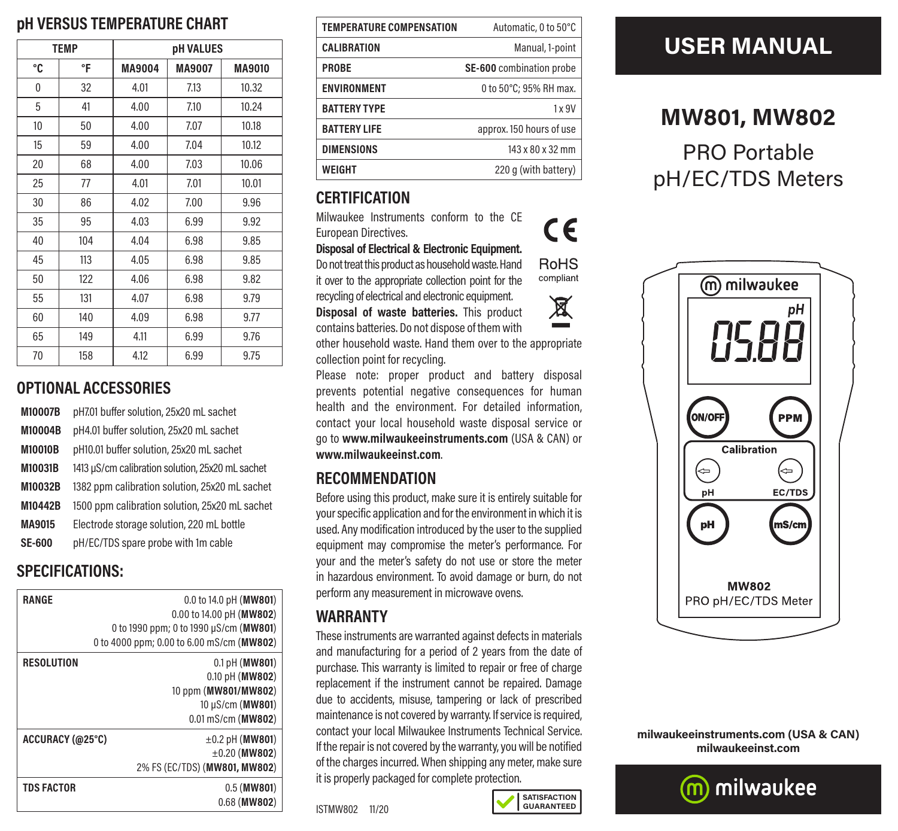## pH VERSUS TEMPERATURE CHART

| TEMP | | pH VALUES | | |
|---|---|---|---|---|
| °C | °F | MA9004 | MA9007 | MA9010 |
| 0 | 32 | 4.01 | 7.13 | 10.32 |
| 5 | 41 | 4.00 | 7.10 | 10.24 |
| 10 | 50 | 4.00 | 7.07 | 10.18 |
| 15 | 59 | 4.00 | 7.04 | 10.12 |
| 20 | 68 | 4.00 | 7.03 | 10.06 |
| 25 | 77 | 4.01 | 7.01 | 10.01 |
| 30 | 86 | 4.02 | 7.00 | 9.96 |
| 35 | 95 | 4.03 | 6.99 | 9.92 |
| 40 | 104 | 4.04 | 6.98 | 9.85 |
| 45 | 113 | 4.05 | 6.98 | 9.85 |
| 50 | 122 | 4.06 | 6.98 | 9.82 |
| 55 | 131 | 4.07 | 6.98 | 9.79 |
| 60 | 140 | 4.09 | 6.98 | 9.77 |
| 65 | 149 | 4.11 | 6.99 | 9.76 |
| 70 | 158 | 4.12 | 6.99 | 9.75 |

## OPTIONAL ACCESSORIES

| | |
|---|---|
| **M10007B** | pH7.01 buffer solution, 25x20 mL sachet |
| **M10004B** | pH4.01 buffer solution, 25x20 mL sachet |
| **M10010B** | pH10.01 buffer solution, 25x20 mL sachet |
| **M10031B** | 1413 µS/cm calibration solution, 25x20 mL sachet |
| **M10032B** | 1382 ppm calibration solution, 25x20 mL sachet |
| **M10442B** | 1500 ppm calibration solution, 25x20 mL sachet |
| **MA9015** | Electrode storage solution, 220 mL bottle |
| **SE-600** | pH/EC/TDS spare probe with 1m cable |

## SPECIFICATIONS:

| | |
|---|---|
| **RANGE** | 0.0 to 14.0 pH (**MW801**)<br>0.00 to 14.00 pH (**MW802**)<br>0 to 1990 ppm; 0 to 1990 µS/cm (**MW801**)<br>0 to 4000 ppm; 0.00 to 6.00 mS/cm (**MW802**) |
| **RESOLUTION** | 0.1 pH (**MW801**)<br>0.10 pH (**MW802**)<br>10 ppm (**MW801/MW802**)<br>10 µS/cm (**MW801**)<br>0.01 mS/cm (**MW802**) |
| **ACCURACY (@25°C)** | ±0.2 pH (**MW801**)<br>±0.20 (**MW802**)<br>2% FS (EC/TDS) (**MW801, MW802**) |
| **TDS FACTOR** | 0.5 (**MW801**)<br>0.68 (**MW802**) |
| **TEMPERATURE COMPENSATION** | Automatic, 0 to 50°C |
| **CALIBRATION** | Manual, 1-point |
| **PROBE** | **SE-600** combination probe |
| **ENVIRONMENT** | 0 to 50°C; 95% RH max. |
| **BATTERY TYPE** | 1 x 9V |
| **BATTERY LIFE** | approx. 150 hours of use |
| **DIMENSIONS** | 143 x 80 x 32 mm |
| **WEIGHT** | 220 g (with battery) |

## CERTIFICATION

Milwaukee Instruments conform to the CE European Directives.

CE

RoHS compliant

**Disposal of Electrical & Electronic Equipment.** Do not treat this product as household waste. Hand it over to the appropriate collection point for the recycling of electrical and electronic equipment.

**Disposal of waste batteries.** This product contains batteries. Do not dispose of them with other household waste. Hand them over to the appropriate collection point for recycling.

Please note: proper product and battery disposal prevents potential negative consequences for human health and the environment. For detailed information, contact your local household waste disposal service or go to **www.milwaukeeinstruments.com** (USA & CAN) or **www.milwaukeeinst.com**.

## RECOMMENDATION

Before using this product, make sure it is entirely suitable for your specific application and for the environment in which it is used. Any modification introduced by the user to the supplied equipment may compromise the meter's performance. For your and the meter's safety do not use or store the meter in hazardous environment. To avoid damage or burn, do not perform any measurement in microwave ovens.

## WARRANTY

These instruments are warranted against defects in materials and manufacturing for a period of 2 years from the date of purchase. This warranty is limited to repair or free of charge replacement if the instrument cannot be repaired. Damage due to accidents, misuse, tampering or lack of prescribed maintenance is not covered by warranty. If service is required, contact your local Milwaukee Instruments Technical Service. If the repair is not covered by the warranty, you will be notified of the charges incurred. When shipping any meter, make sure it is properly packaged for complete protection.

ISTMW802 11/20

SATISFACTION GUARANTEED

# USER MANUAL

## MW801, MW802

PRO Portable pH/EC/TDS Meters

milwaukee

pH

05.88

ON/OFF PPM

Calibration

pH EC/TDS

pH mS/cm

MW802

PRO pH/EC/TDS Meter

**milwaukeeinstruments.com (USA & CAN)**
**milwaukeeinst.com**

milwaukee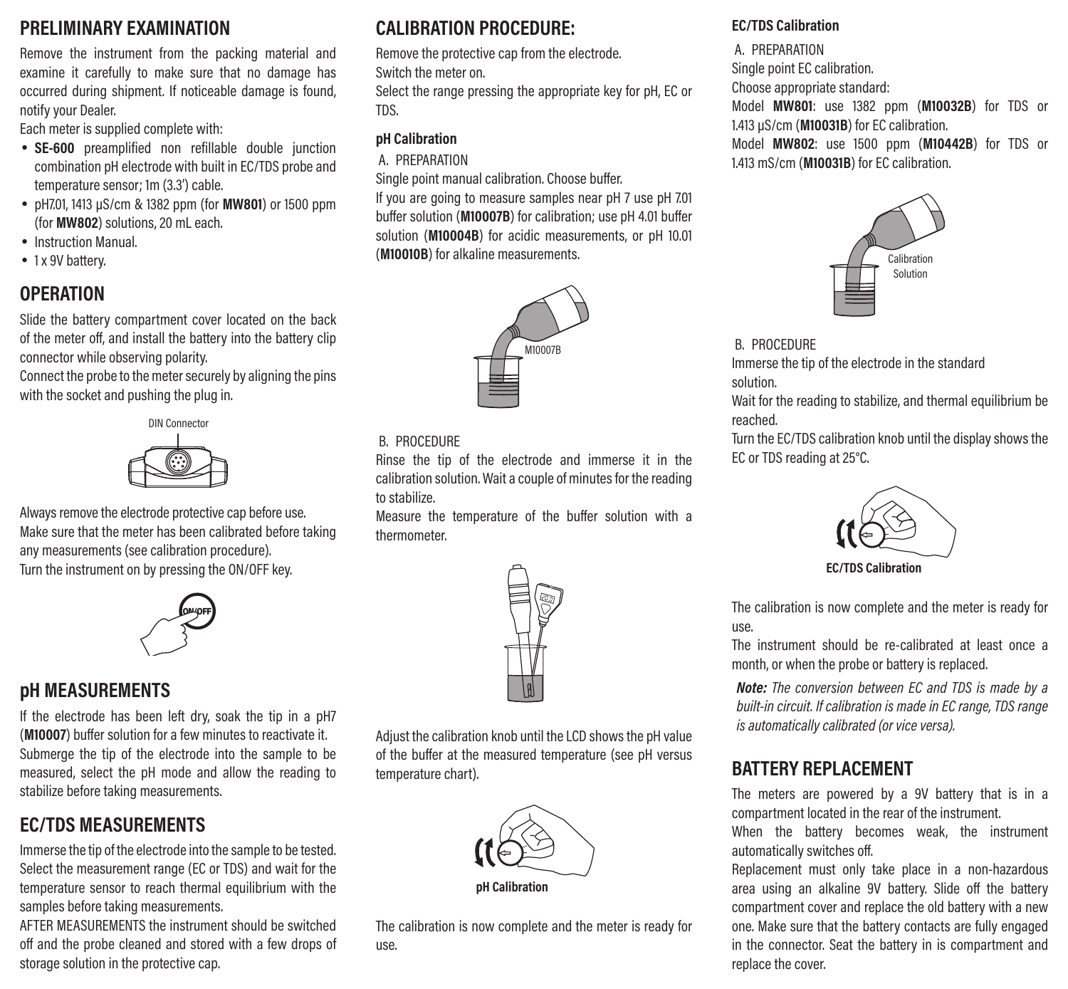## PRELIMINARY EXAMINATION

Remove the instrument from the packing material and examine it carefully to make sure that no damage has occurred during shipment. If noticeable damage is found, notify your Dealer.

Each meter is supplied complete with:

- **SE-600** preamplified non refillable double junction combination pH electrode with built in EC/TDS probe and temperature sensor; 1m (3.3') cable.
- pH7.01, 1413 µS/cm & 1382 ppm (for **MW801**) or 1500 ppm (for **MW802**) solutions, 20 mL each.
- Instruction Manual.
- 1 x 9V battery.

## OPERATION

Slide the battery compartment cover located on the back of the meter off, and install the battery into the battery clip connector while observing polarity.

Connect the probe to the meter securely by aligning the pins with the socket and pushing the plug in.

DIN Connector

Always remove the electrode protective cap before use.

Make sure that the meter has been calibrated before taking any measurements (see calibration procedure).

Turn the instrument on by pressing the ON/OFF key.

ON/OFF

## pH MEASUREMENTS

If the electrode has been left dry, soak the tip in a pH7 (**M10007**) buffer solution for a few minutes to reactivate it.

Submerge the tip of the electrode into the sample to be measured, select the pH mode and allow the reading to stabilize before taking measurements.

## EC/TDS MEASUREMENTS

Immerse the tip of the electrode into the sample to be tested. Select the measurement range (EC or TDS) and wait for the temperature sensor to reach thermal equilibrium with the samples before taking measurements.

AFTER MEASUREMENTS the instrument should be switched off and the probe cleaned and stored with a few drops of storage solution in the protective cap.

## CALIBRATION PROCEDURE:

Remove the protective cap from the electrode.

Switch the meter on.

Select the range pressing the appropriate key for pH, EC or TDS.

### pH Calibration

A. PREPARATION

Single point manual calibration. Choose buffer.

If you are going to measure samples near pH 7 use pH 7.01 buffer solution (**M10007B**) for calibration; use pH 4.01 buffer solution (**M10004B**) for acidic measurements, or pH 10.01 (**M10010B**) for alkaline measurements.

M10007B

B. PROCEDURE

Rinse the tip of the electrode and immerse it in the calibration solution. Wait a couple of minutes for the reading to stabilize.

Measure the temperature of the buffer solution with a thermometer.

Adjust the calibration knob until the LCD shows the pH value of the buffer at the measured temperature (see pH versus temperature chart).

**pH Calibration**

The calibration is now complete and the meter is ready for use.

### EC/TDS Calibration

A. PREPARATION

Single point EC calibration.

Choose appropriate standard:

Model **MW801**: use 1382 ppm (**M10032B**) for TDS or 1.413 µS/cm (**M10031B**) for EC calibration.

Model **MW802**: use 1500 ppm (**M10442B**) for TDS or 1.413 mS/cm (**M10031B**) for EC calibration.

Calibration Solution

B. PROCEDURE

Immerse the tip of the electrode in the standard solution.

Wait for the reading to stabilize, and thermal equilibrium be reached.

Turn the EC/TDS calibration knob until the display shows the EC or TDS reading at 25°C.

**EC/TDS Calibration**

The calibration is now complete and the meter is ready for use.

The instrument should be re-calibrated at least once a month, or when the probe or battery is replaced.

***Note:*** *The conversion between EC and TDS is made by a built-in circuit. If calibration is made in EC range, TDS range is automatically calibrated (or vice versa).*

## BATTERY REPLACEMENT

The meters are powered by a 9V battery that is in a compartment located in the rear of the instrument.

When the battery becomes weak, the instrument automatically switches off.

Replacement must only take place in a non-hazardous area using an alkaline 9V battery. Slide off the battery compartment cover and replace the old battery with a new one. Make sure that the battery contacts are fully engaged in the connector. Seat the battery in is compartment and replace the cover.